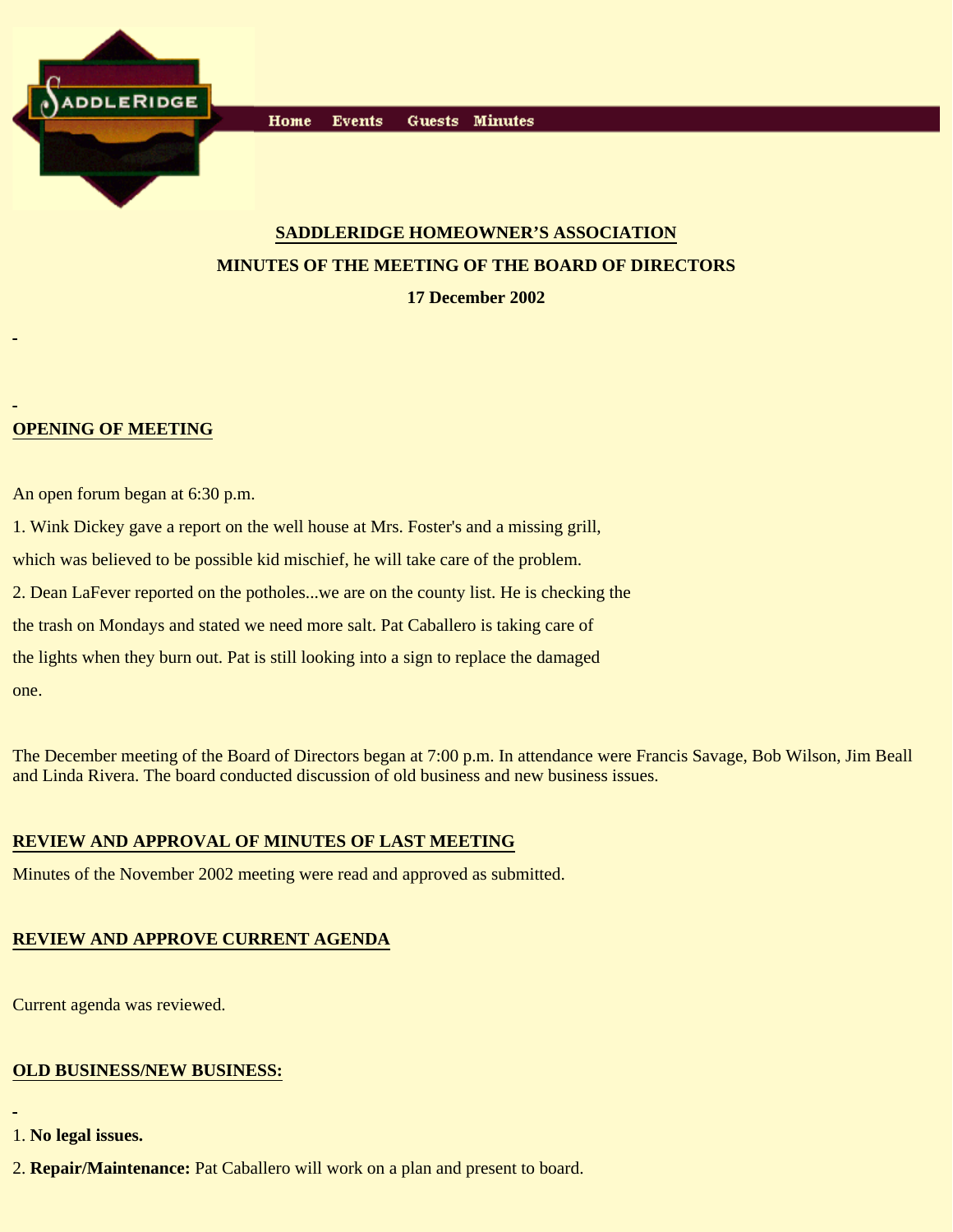Home Events Guests Minutes

## SADDLERIDGE HOMEOWNER'S ASSOCIATION

### MINUTES OF THE MEETING OF THE BOARD OF DIRECTORS

### 17 December 2002

## OPENING OF MEETING

An open forum began at 6:30 p.m.

1. Wink Dickey gave a report on the well house at Mrs. Foster's and a missing grill, which was believed to be possible kid mischief, he will take care of the problem.

2. Dean LaFever reported on the potholes...we are on the county list. He is checking the the trash on Mondays and stated we need more salt. Pat Caballero is taking care of the lights when they burn out. Pat is still looking into a sign to replace the damaged one.

The December meeting of the Board of Directors began at 7:00 p.m. In attendance were Francis Savage, Bob Wilson, Jim Beall and Linda Rivera. The board conducted discussion of old business and new business issues.

## REVIEW AND APPROVAL OF MINUTES OF LAST MEETING

Minutes of the November 2002 meeting were read and approved as submitted.

## REVIEW AND APPROVE CURRENT AGENDA

Current agenda was reviewed.

## OLD BUSINESS/NEW BUSINESS:

1. **No legal issues.**

2. **Repair/Maintenance:** Pat Caballero will work on a plan and present to board.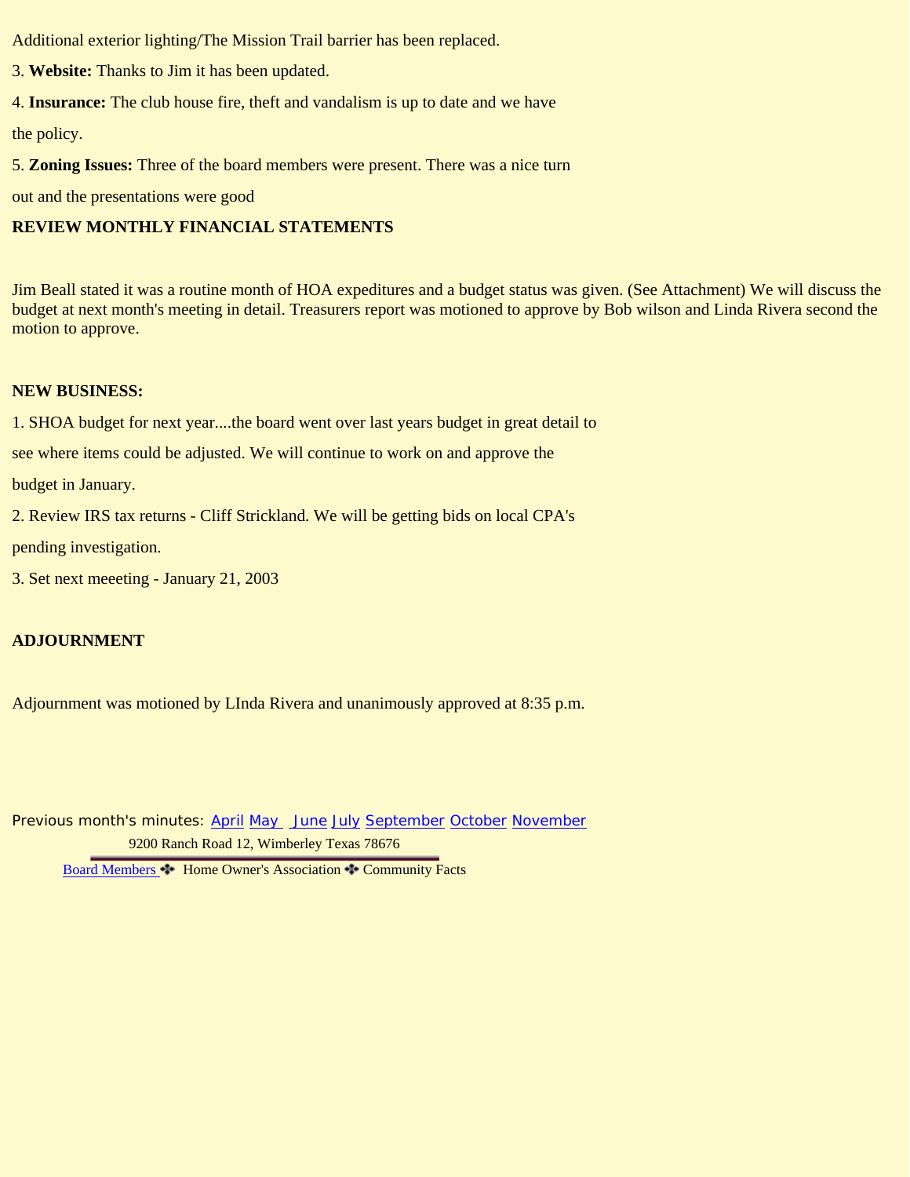Additional exterior lighting/The Mission Trail barrier has been replaced.

3. **Website:** Thanks to Jim it has been updated.

4. **Insurance:** The club house fire, theft and vandalism is up to date and we have the policy.

5. **Zoning Issues:** Three of the board members were present. There was a nice turn out and the presentations were good

**REVIEW MONTHLY FINANCIAL STATEMENTS**

Jim Beall stated it was a routine month of HOA expeditures and a budget status was given. (See Attachment) We will discuss the budget at next month's meeting in detail. Treasurers report was motioned to approve by Bob wilson and Linda Rivera second the motion to approve.

**NEW BUSINESS:**

1. SHOA budget for next year....the board went over last years budget in great detail to see where items could be adjusted. We will continue to work on and approve the budget in January.

2. Review IRS tax returns - Cliff Strickland. We will be getting bids on local CPA's pending investigation.

3. Set next meeeting - January 21, 2003

**ADJOURNMENT**

Adjournment was motioned by LInda Rivera and unanimously approved at 8:35 p.m.

Previous month's minutes: April May June July September October November

9200 Ranch Road 12, Wimberley Texas 78676

Board Members ✤ Home Owner's Association ✤ Community Facts